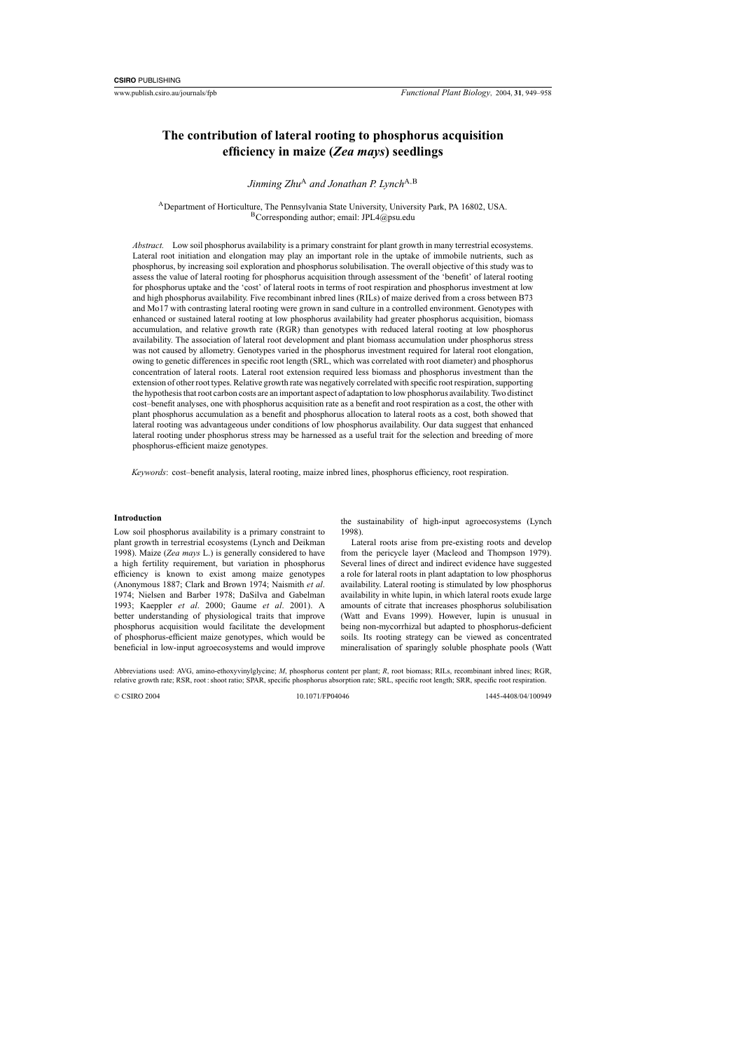# The contribution of lateral rooting to phosphorus acquisition efficiency in maize (*Zea mays*) seedlings

*Jinming Zhu*[A] *and Jonathan P. Lynch*[A,B]

[A]Department of Horticulture, The Pennsylvania State University, University Park, PA 16802, USA.
[B]Corresponding author; email: JPL4@psu.edu

*Abstract.* Low soil phosphorus availability is a primary constraint for plant growth in many terrestrial ecosystems. Lateral root initiation and elongation may play an important role in the uptake of immobile nutrients, such as phosphorus, by increasing soil exploration and phosphorus solubilisation. The overall objective of this study was to assess the value of lateral rooting for phosphorus acquisition through assessment of the 'benefit' of lateral rooting for phosphorus uptake and the 'cost' of lateral roots in terms of root respiration and phosphorus investment at low and high phosphorus availability. Five recombinant inbred lines (RILs) of maize derived from a cross between B73 and Mo17 with contrasting lateral rooting were grown in sand culture in a controlled environment. Genotypes with enhanced or sustained lateral rooting at low phosphorus availability had greater phosphorus acquisition, biomass accumulation, and relative growth rate (RGR) than genotypes with reduced lateral rooting at low phosphorus availability. The association of lateral root development and plant biomass accumulation under phosphorus stress was not caused by allometry. Genotypes varied in the phosphorus investment required for lateral root elongation, owing to genetic differences in specific root length (SRL, which was correlated with root diameter) and phosphorus concentration of lateral roots. Lateral root extension required less biomass and phosphorus investment than the extension of other root types. Relative growth rate was negatively correlated with specific root respiration, supporting the hypothesis that root carbon costs are an important aspect of adaptation to low phosphorus availability. Two distinct cost–benefit analyses, one with phosphorus acquisition rate as a benefit and root respiration as a cost, the other with plant phosphorus accumulation as a benefit and phosphorus allocation to lateral roots as a cost, both showed that lateral rooting was advantageous under conditions of low phosphorus availability. Our data suggest that enhanced lateral rooting under phosphorus stress may be harnessed as a useful trait for the selection and breeding of more phosphorus-efficient maize genotypes.

*Keywords*: cost–benefit analysis, lateral rooting, maize inbred lines, phosphorus efficiency, root respiration.

## Introduction

Low soil phosphorus availability is a primary constraint to plant growth in terrestrial ecosystems (Lynch and Deikman 1998). Maize (*Zea mays* L.) is generally considered to have a high fertility requirement, but variation in phosphorus efficiency is known to exist among maize genotypes (Anonymous 1887; Clark and Brown 1974; Naismith *et al*. 1974; Nielsen and Barber 1978; DaSilva and Gabelman 1993; Kaeppler *et al*. 2000; Gaume *et al*. 2001). A better understanding of physiological traits that improve phosphorus acquisition would facilitate the development of phosphorus-efficient maize genotypes, which would be beneficial in low-input agroecosystems and would improve the sustainability of high-input agroecosystems (Lynch 1998).

Lateral roots arise from pre-existing roots and develop from the pericycle layer (Macleod and Thompson 1979). Several lines of direct and indirect evidence have suggested a role for lateral roots in plant adaptation to low phosphorus availability. Lateral rooting is stimulated by low phosphorus availability in white lupin, in which lateral roots exude large amounts of citrate that increases phosphorus solubilisation (Watt and Evans 1999). However, lupin is unusual in being non-mycorrhizal but adapted to phosphorus-deficient soils. Its rooting strategy can be viewed as concentrated mineralisation of sparingly soluble phosphate pools (Watt

Abbreviations used: AVG, amino-ethoxyvinylglycine; *M*, phosphorus content per plant; *R*, root biomass; RILs, recombinant inbred lines; RGR, relative growth rate; RSR, root : shoot ratio; SPAR, specific phosphorus absorption rate; SRL, specific root length; SRR, specific root respiration.

© CSIRO 2004 10.1071/FP04046 1445-4408/04/100949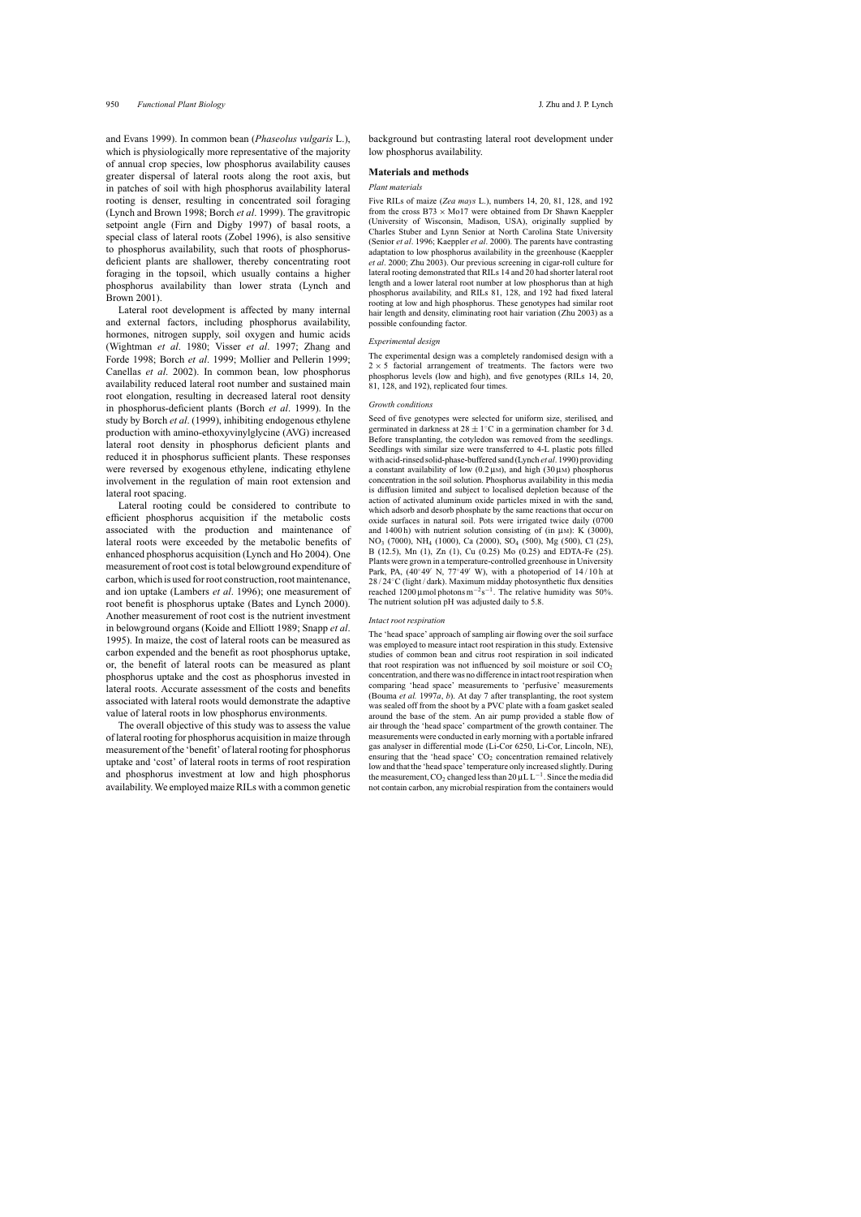and Evans 1999). In common bean (*Phaseolus vulgaris* L.), which is physiologically more representative of the majority of annual crop species, low phosphorus availability causes greater dispersal of lateral roots along the root axis, but in patches of soil with high phosphorus availability lateral rooting is denser, resulting in concentrated soil foraging (Lynch and Brown 1998; Borch *et al*. 1999). The gravitropic setpoint angle (Firn and Digby 1997) of basal roots, a special class of lateral roots (Zobel 1996), is also sensitive to phosphorus availability, such that roots of phosphorus-deficient plants are shallower, thereby concentrating root foraging in the topsoil, which usually contains a higher phosphorus availability than lower strata (Lynch and Brown 2001).

Lateral root development is affected by many internal and external factors, including phosphorus availability, hormones, nitrogen supply, soil oxygen and humic acids (Wightman *et al*. 1980; Visser *et al*. 1997; Zhang and Forde 1998; Borch *et al*. 1999; Mollier and Pellerin 1999; Canellas *et al*. 2002). In common bean, low phosphorus availability reduced lateral root number and sustained main root elongation, resulting in decreased lateral root density in phosphorus-deficient plants (Borch *et al*. 1999). In the study by Borch *et al*. (1999), inhibiting endogenous ethylene production with amino-ethoxyvinylglycine (AVG) increased lateral root density in phosphorus deficient plants and reduced it in phosphorus sufficient plants. These responses were reversed by exogenous ethylene, indicating ethylene involvement in the regulation of main root extension and lateral root spacing.

Lateral rooting could be considered to contribute to efficient phosphorus acquisition if the metabolic costs associated with the production and maintenance of lateral roots were exceeded by the metabolic benefits of enhanced phosphorus acquisition (Lynch and Ho 2004). One measurement of root cost is total belowground expenditure of carbon, which is used for root construction, root maintenance, and ion uptake (Lambers *et al*. 1996); one measurement of root benefit is phosphorus uptake (Bates and Lynch 2000). Another measurement of root cost is the nutrient investment in belowground organs (Koide and Elliott 1989; Snapp *et al*. 1995). In maize, the cost of lateral roots can be measured as carbon expended and the benefit as root phosphorus uptake, or, the benefit of lateral roots can be measured as plant phosphorus uptake and the cost as phosphorus invested in lateral roots. Accurate assessment of the costs and benefits associated with lateral roots would demonstrate the adaptive value of lateral roots in low phosphorus environments.

The overall objective of this study was to assess the value of lateral rooting for phosphorus acquisition in maize through measurement of the 'benefit' of lateral rooting for phosphorus uptake and 'cost' of lateral roots in terms of root respiration and phosphorus investment at low and high phosphorus availability. We employed maize RILs with a common genetic background but contrasting lateral root development under low phosphorus availability.

## Materials and methods

### *Plant materials*

Five RILs of maize (*Zea mays* L.), numbers 14, 20, 81, 128, and 192 from the cross B73 × Mo17 were obtained from Dr Shawn Kaeppler (University of Wisconsin, Madison, USA), originally supplied by Charles Stuber and Lynn Senior at North Carolina State University (Senior *et al*. 1996; Kaeppler *et al*. 2000). The parents have contrasting adaptation to low phosphorus availability in the greenhouse (Kaeppler *et al*. 2000; Zhu 2003). Our previous screening in cigar-roll culture for lateral rooting demonstrated that RILs 14 and 20 had shorter lateral root length and a lower lateral root number at low phosphorus than at high phosphorus availability, and RILs 81, 128, and 192 had fixed lateral rooting at low and high phosphorus. These genotypes had similar root hair length and density, eliminating root hair variation (Zhu 2003) as a possible confounding factor.

### *Experimental design*

The experimental design was a completely randomised design with a $2 \times 5$ factorial arrangement of treatments. The factors were two phosphorus levels (low and high), and five genotypes (RILs 14, 20, 81, 128, and 192), replicated four times.

### *Growth conditions*

Seed of five genotypes were selected for uniform size, sterilised, and germinated in darkness at $28 \pm 1$°C in a germination chamber for 3 d. Before transplanting, the cotyledon was removed from the seedlings. Seedlings with similar size were transferred to 4-L plastic pots filled with acid-rinsed solid-phase-buffered sand (Lynch *et al*. 1990) providing a constant availability of low (0.2 μM), and high (30 μM) phosphorus concentration in the soil solution. Phosphorus availability in this media is diffusion limited and subject to localised depletion because of the action of activated aluminum oxide particles mixed in with the sand, which adsorb and desorb phosphate by the same reactions that occur on oxide surfaces in natural soil. Pots were irrigated twice daily (0700 and 1400 h) with nutrient solution consisting of (in μM): K (3000), $NO_3$ (7000), $NH_4$ (1000), Ca (2000), $SO_4$ (500), Mg (500), Cl (25), B (12.5), Mn (1), Zn (1), Cu (0.25) Mo (0.25) and EDTA-Fe (25). Plants were grown in a temperature-controlled greenhouse in University Park, PA, (40°49′ N, 77°49′ W), with a photoperiod of 14 / 10 h at 28 / 24°C (light / dark). Maximum midday photosynthetic flux densities reached 1200 μmol photons $m^{-2} s^{-1}$. The relative humidity was 50%. The nutrient solution pH was adjusted daily to 5.8.

### *Intact root respiration*

The 'head space' approach of sampling air flowing over the soil surface was employed to measure intact root respiration in this study. Extensive studies of common bean and citrus root respiration in soil indicated that root respiration was not influenced by soil moisture or soil $CO_2$ concentration, and there was no difference in intact root respiration when comparing 'head space' measurements to 'perfusive' measurements (Bouma *et al.* 1997*a*, *b*). At day 7 after transplanting, the root system was sealed off from the shoot by a PVC plate with a foam gasket sealed around the base of the stem. An air pump provided a stable flow of air through the 'head space' compartment of the growth container. The measurements were conducted in early morning with a portable infrared gas analyser in differential mode (Li-Cor 6250, Li-Cor, Lincoln, NE), ensuring that the 'head space' $CO_2$ concentration remained relatively low and that the 'head space' temperature only increased slightly. During the measurement, $CO_2$ changed less than 20 μL $L^{-1}$. Since the media did not contain carbon, any microbial respiration from the containers would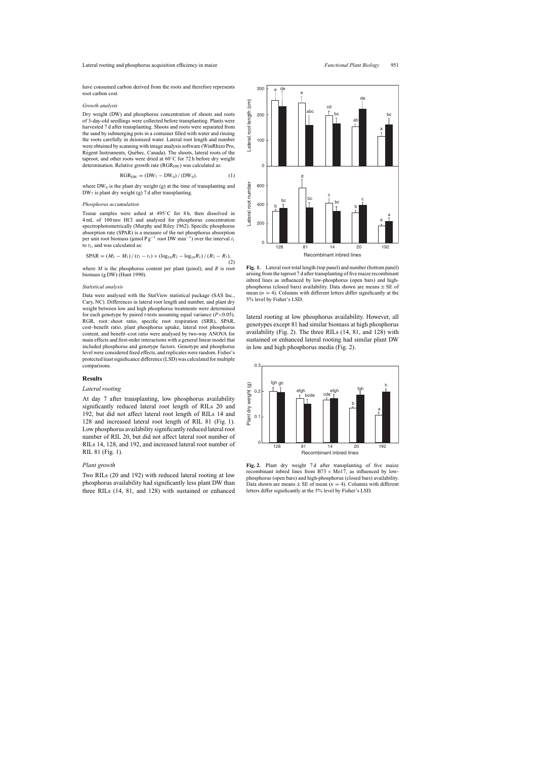have consumed carbon derived from the roots and therefore represents root carbon cost.

### *Growth analysis*

Dry weight (DW) and phosphorus concentration of shoots and roots of 3-day-old seedlings were collected before transplanting. Plants were harvested 7 d after transplanting. Shoots and roots were separated from the sand by submerging pots in a container filled with water and rinsing the roots carefully in deionised water. Lateral root length and number were obtained by scanning with image analysis software (WinRhizo Pro, Régent Instruments, Québec, Canada). The shoots, lateral roots of the taproot, and other roots were dried at 60°C for 72 h before dry weight determination. Relative growth rate ($RGR_{DW}$) was calculated as:

$$RGR_{DW} = (DW_7 - DW_0) / (DW_0), \tag{1}$$

where $DW_0$ is the plant dry weight (g) at the time of transplanting and $DW_7$ is plant dry weight (g) 7 d after transplanting.

### *Phosphorus accumulation*

Tissue samples were ashed at 495°C for 8 h, then dissolved in 4 mL of 100 mM HCl and analysed for phosphorus concentration spectrophotometrically (Murphy and Riley 1962). Specific phosphorus absorption rate (SPAR) is a measure of the net phosphorus absorption per unit root biomass (μmol P $g^{-1}$ root DW $min^{-1}$) over the interval $t_1$ to $t_2$, and was calculated as:

$$SPAR = (M_2 - M_1) / (t_2 - t_1) \times (\log_{10}R_2 - \log_{10}R_1) / (R_2 - R_1), \tag{2}$$

where $M$ is the phosphorus content per plant (μmol), and $R$ is root biomass (g DW) (Hunt 1990).

### *Statistical analysis*

Data were analysed with the StatView statistical package (SAS Inc., Cary, NC). Differences in lateral root length and number, and plant dry weight between low and high phosphorus treatments were determined for each genotype by paired $t$-tests assuming equal variance ($P < 0.05$). RGR, root : shoot ratio, specific root respiration (SRR), SPAR, cost–benefit ratio, plant phosphorus uptake, lateral root phosphorus content, and benefit–cost ratio were analysed by two-way ANOVA for main effects and first-order interactions with a general linear model that included phosphorus and genotype factors. Genotype and phosphorus level were considered fixed effects, and replicates were random. Fisher's protected least significance difference (LSD) was calculated for multiple comparisons.

## Results

### *Lateral rooting*

At day 7 after transplanting, low phosphorus availability significantly reduced lateral root length of RILs 20 and 192, but did not affect lateral root length of RILs 14 and 128 and increased lateral root length of RIL 81 (Fig. 1). Low phosphorus availability significantly reduced lateral root number of RIL 20, but did not affect lateral root number of RILs 14, 128, and 192, and increased lateral root number of RIL 81 (Fig. 1).

### *Plant growth*

Two RILs (20 and 192) with reduced lateral rooting at low phosphorus availability had significantly less plant DW than three RILs (14, 81, and 128) with sustained or enhanced lateral rooting at low phosphorus availability. However, all genotypes except 81 had similar biomass at high phosphorus availability (Fig. 2). The three RILs (14, 81, and 128) with sustained or enhanced lateral rooting had similar plant DW in low and high phosphorus media (Fig. 2).

**Fig. 1.** Lateral root total length (top panel) and number (bottom panel) arising from the taproot 7 d after transplanting of five maize recombinant inbred lines as influenced by low-phosphorus (open bars) and high-phosphorus (closed bars) availability. Data shown are means ± SE of mean ($n = 4$). Columns with different letters differ significantly at the 5% level by Fisher's LSD.

**Fig. 2.** Plant dry weight 7 d after transplanting of five maize recombinant inbred lines from B73 × Mo17, as influenced by low-phosphorus (open bars) and high-phosphorus (closed bars) availability. Data shown are means ± SE of mean ($n = 4$). Columns with different letters differ significantly at the 5% level by Fisher's LSD.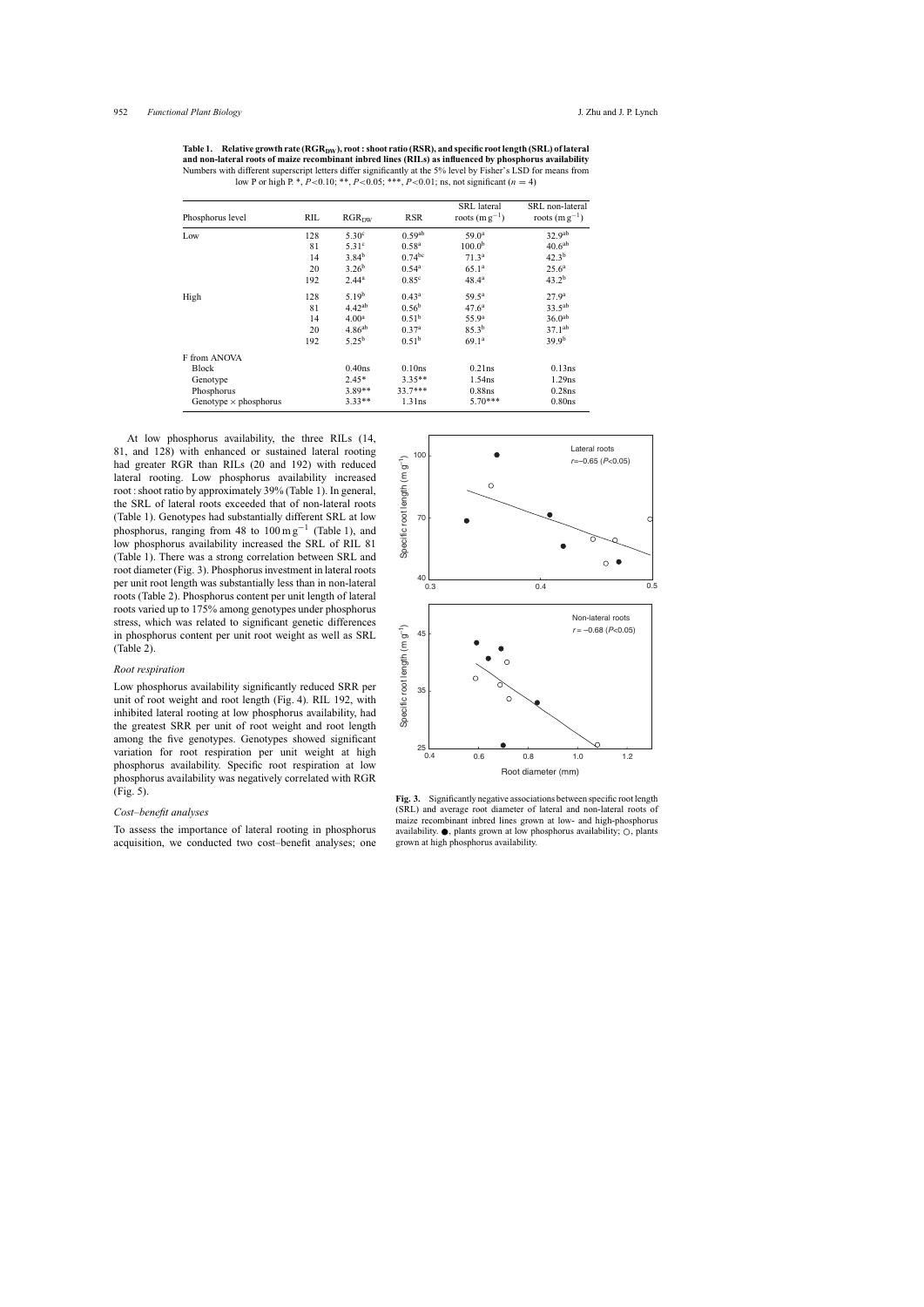**Table 1. Relative growth rate ($RGR_{DW}$), root : shoot ratio (RSR), and specific root length (SRL) of lateral and non-lateral roots of maize recombinant inbred lines (RILs) as influenced by phosphorus availability**
Numbers with different superscript letters differ significantly at the 5% level by Fisher's LSD for means from low P or high P. *, $P<0.10$; **, $P<0.05$; ***, $P<0.01$; ns, not significant ($n = 4$)

| Phosphorus level | RIL | $RGR_{DW}$ | RSR | SRL lateral roots ($m\,g^{-1}$) | SRL non-lateral roots ($m\,g^{-1}$) |
|---|---|---|---|---|---|
| Low | 128 | $5.30^{c}$ | $0.59^{ab}$ | $59.0^{a}$ | $32.9^{ab}$ |
| | 81 | $5.31^{c}$ | $0.58^{a}$ | $100.0^{b}$ | $40.6^{ab}$ |
| | 14 | $3.84^{b}$ | $0.74^{bc}$ | $71.3^{a}$ | $42.3^{b}$ |
| | 20 | $3.26^{b}$ | $0.54^{a}$ | $65.1^{a}$ | $25.6^{a}$ |
| | 192 | $2.44^{a}$ | $0.85^{c}$ | $48.4^{a}$ | $43.2^{b}$ |
| High | 128 | $5.19^{b}$ | $0.43^{a}$ | $59.5^{a}$ | $27.9^{a}$ |
| | 81 | $4.42^{ab}$ | $0.56^{b}$ | $47.6^{a}$ | $33.5^{ab}$ |
| | 14 | $4.00^{a}$ | $0.51^{b}$ | $55.9^{a}$ | $36.0^{ab}$ |
| | 20 | $4.86^{ab}$ | $0.37^{a}$ | $85.3^{b}$ | $37.1^{ab}$ |
| | 192 | $5.25^{b}$ | $0.51^{b}$ | $69.1^{a}$ | $39.9^{b}$ |
| F from ANOVA | | | | | |
| Block | | 0.40ns | 0.10ns | 0.21ns | 0.13ns |
| Genotype | | 2.45* | 3.35** | 1.54ns | 1.29ns |
| Phosphorus | | 3.89** | 33.7*** | 0.88ns | 0.28ns |
| Genotype × phosphorus | | 3.33** | 1.31ns | 5.70*** | 0.80ns |

At low phosphorus availability, the three RILs (14, 81, and 128) with enhanced or sustained lateral rooting had greater RGR than RILs (20 and 192) with reduced lateral rooting. Low phosphorus availability increased root : shoot ratio by approximately 39% (Table 1). In general, the SRL of lateral roots exceeded that of non-lateral roots (Table 1). Genotypes had substantially different SRL at low phosphorus, ranging from 48 to $100\,m\,g^{-1}$ (Table 1), and low phosphorus availability increased the SRL of RIL 81 (Table 1). There was a strong correlation between SRL and root diameter (Fig. 3). Phosphorus investment in lateral roots per unit root length was substantially less than in non-lateral roots (Table 2). Phosphorus content per unit length of lateral roots varied up to 175% among genotypes under phosphorus stress, which was related to significant genetic differences in phosphorus content per unit root weight as well as SRL (Table 2).

### *Root respiration*

Low phosphorus availability significantly reduced SRR per unit of root weight and root length (Fig. 4). RIL 192, with inhibited lateral rooting at low phosphorus availability, had the greatest SRR per unit of root weight and root length among the five genotypes. Genotypes showed significant variation for root respiration per unit weight at high phosphorus availability. Specific root respiration at low phosphorus availability was negatively correlated with RGR (Fig. 5).

### *Cost–benefit analyses*

To assess the importance of lateral rooting in phosphorus acquisition, we conducted two cost–benefit analyses; one

**Fig. 3.** Significantly negative associations between specific root length (SRL) and average root diameter of lateral and non-lateral roots of maize recombinant inbred lines grown at low- and high-phosphorus availability. ●, plants grown at low phosphorus availability; ○, plants grown at high phosphorus availability.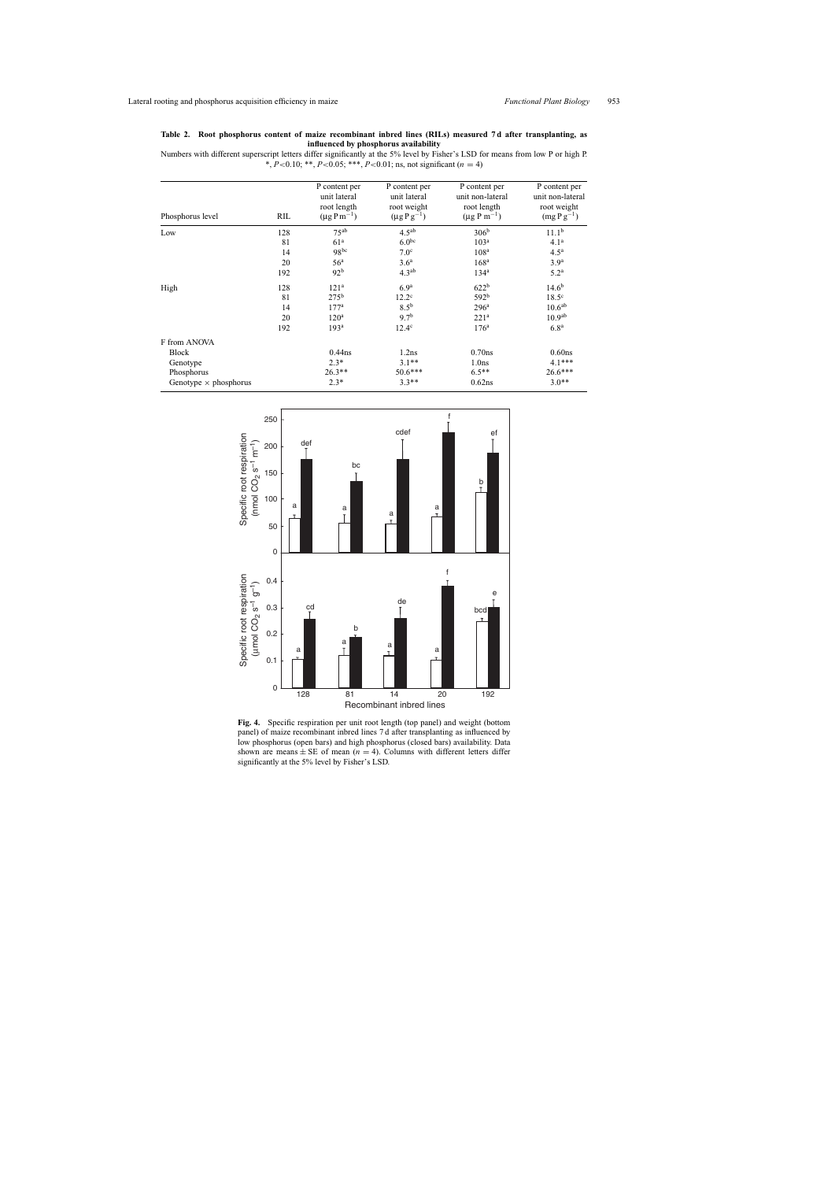**Table 2. Root phosphorus content of maize recombinant inbred lines (RILs) measured 7 d after transplanting, as influenced by phosphorus availability**

Numbers with different superscript letters differ significantly at the 5% level by Fisher's LSD for means from low P or high P. *, $P < 0.10$; **, $P < 0.05$; ***, $P < 0.01$; ns, not significant ($n = 4$)

| Phosphorus level | RIL | P content per unit lateral root length ($\mu g\ P\ m^{-1}$) | P content per unit lateral root weight ($\mu g\ P\ g^{-1}$) | P content per unit non-lateral root length ($\mu g\ P\ m^{-1}$) | P content per unit non-lateral root weight ($mg\ P\ g^{-1}$) |
|---|---|---|---|---|---|
| Low | 128 | $75^{ab}$ | $4.5^{ab}$ | $306^{b}$ | $11.1^{b}$ |
| | 81 | $61^{a}$ | $6.0^{bc}$ | $103^{a}$ | $4.1^{a}$ |
| | 14 | $98^{bc}$ | $7.0^{c}$ | $108^{a}$ | $4.5^{a}$ |
| | 20 | $56^{a}$ | $3.6^{a}$ | $168^{a}$ | $3.9^{a}$ |
| | 192 | $92^{b}$ | $4.3^{ab}$ | $134^{a}$ | $5.2^{a}$ |
| High | 128 | $121^{a}$ | $6.9^{a}$ | $622^{b}$ | $14.6^{b}$ |
| | 81 | $275^{b}$ | $12.2^{c}$ | $592^{b}$ | $18.5^{c}$ |
| | 14 | $177^{a}$ | $8.5^{b}$ | $296^{a}$ | $10.6^{ab}$ |
| | 20 | $120^{a}$ | $9.7^{b}$ | $221^{a}$ | $10.9^{ab}$ |
| | 192 | $193^{a}$ | $12.4^{c}$ | $176^{a}$ | $6.8^{a}$ |
| F from ANOVA | | | | | |
| Block | | 0.44ns | 1.2ns | 0.70ns | 0.60ns |
| Genotype | | 2.3* | 3.1** | 1.0ns | 4.1*** |
| Phosphorus | | 26.3** | 50.6*** | 6.5** | 26.6*** |
| Genotype × phosphorus | | 2.3* | 3.3** | 0.62ns | 3.0** |

**Fig. 4.** Specific respiration per unit root length (top panel) and weight (bottom panel) of maize recombinant inbred lines 7 d after transplanting as influenced by low phosphorus (open bars) and high phosphorus (closed bars) availability. Data shown are means ± SE of mean ($n = 4$). Columns with different letters differ significantly at the 5% level by Fisher's LSD.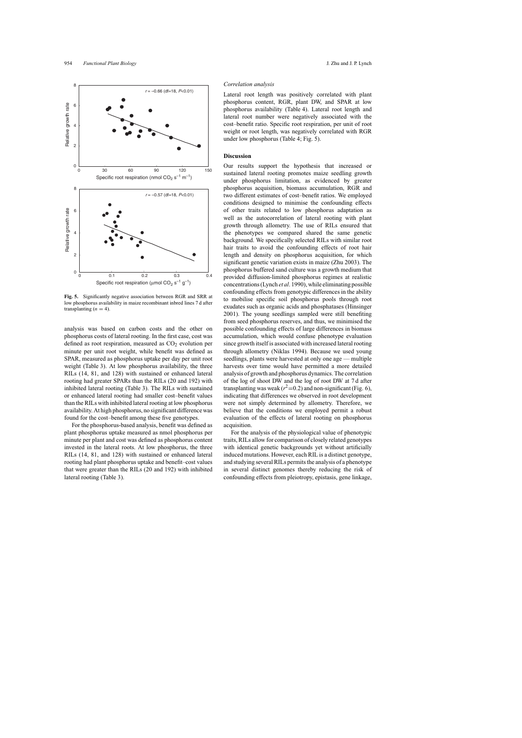**Fig. 5.** Significantly negative association between RGR and SRR at low phosphorus availability in maize recombinant inbred lines 7 d after transplanting ($n = 4$).

analysis was based on carbon costs and the other on phosphorus costs of lateral rooting. In the first case, cost was defined as root respiration, measured as $CO_2$ evolution per minute per unit root weight, while benefit was defined as SPAR, measured as phosphorus uptake per day per unit root weight (Table 3). At low phosphorus availability, the three RILs (14, 81, and 128) with sustained or enhanced lateral rooting had greater SPARs than the RILs (20 and 192) with inhibited lateral rooting (Table 3). The RILs with sustained or enhanced lateral rooting had smaller cost–benefit values than the RILs with inhibited lateral rooting at low phosphorus availability. At high phosphorus, no significant difference was found for the cost–benefit among these five genotypes.

For the phosphorus-based analysis, benefit was defined as plant phosphorus uptake measured as nmol phosphorus per minute per plant and cost was defined as phosphorus content invested in the lateral roots. At low phosphorus, the three RILs (14, 81, and 128) with sustained or enhanced lateral rooting had plant phosphorus uptake and benefit–cost values that were greater than the RILs (20 and 192) with inhibited lateral rooting (Table 3).

### *Correlation analysis*

Lateral root length was positively correlated with plant phosphorus content, RGR, plant DW, and SPAR at low phosphorus availability (Table 4). Lateral root length and lateral root number were negatively associated with the cost–benefit ratio. Specific root respiration, per unit of root weight or root length, was negatively correlated with RGR under low phosphorus (Table 4; Fig. 5).

## Discussion

Our results support the hypothesis that increased or sustained lateral rooting promotes maize seedling growth under phosphorus limitation, as evidenced by greater phosphorus acquisition, biomass accumulation, RGR and two different estimates of cost–benefit ratios. We employed conditions designed to minimise the confounding effects of other traits related to low phosphorus adaptation as well as the autocorrelation of lateral rooting with plant growth through allometry. The use of RILs ensured that the phenotypes we compared shared the same genetic background. We specifically selected RILs with similar root hair traits to avoid the confounding effects of root hair length and density on phosphorus acquisition, for which significant genetic variation exists in maize (Zhu 2003). The phosphorus buffered sand culture was a growth medium that provided diffusion-limited phosphorus regimes at realistic concentrations (Lynch *et al.* 1990), while eliminating possible confounding effects from genotypic differences in the ability to mobilise specific soil phosphorus pools through root exudates such as organic acids and phosphatases (Hinsinger 2001). The young seedlings sampled were still benefiting from seed phosphorus reserves, and thus, we minimised the possible confounding effects of large differences in biomass accumulation, which would confuse phenotype evaluation since growth itself is associated with increased lateral rooting through allometry (Niklas 1994). Because we used young seedlings, plants were harvested at only one age — multiple harvests over time would have permitted a more detailed analysis of growth and phosphorus dynamics. The correlation of the log of shoot DW and the log of root DW at 7 d after transplanting was weak ($r^2$=0.2) and non-significant (Fig. 6), indicating that differences we observed in root development were not simply determined by allometry. Therefore, we believe that the conditions we employed permit a robust evaluation of the effects of lateral rooting on phosphorus acquisition.

For the analysis of the physiological value of phenotypic traits, RILs allow for comparison of closely related genotypes with identical genetic backgrounds yet without artificially induced mutations. However, each RIL is a distinct genotype, and studying several RILs permits the analysis of a phenotype in several distinct genomes thereby reducing the risk of confounding effects from pleiotropy, epistasis, gene linkage,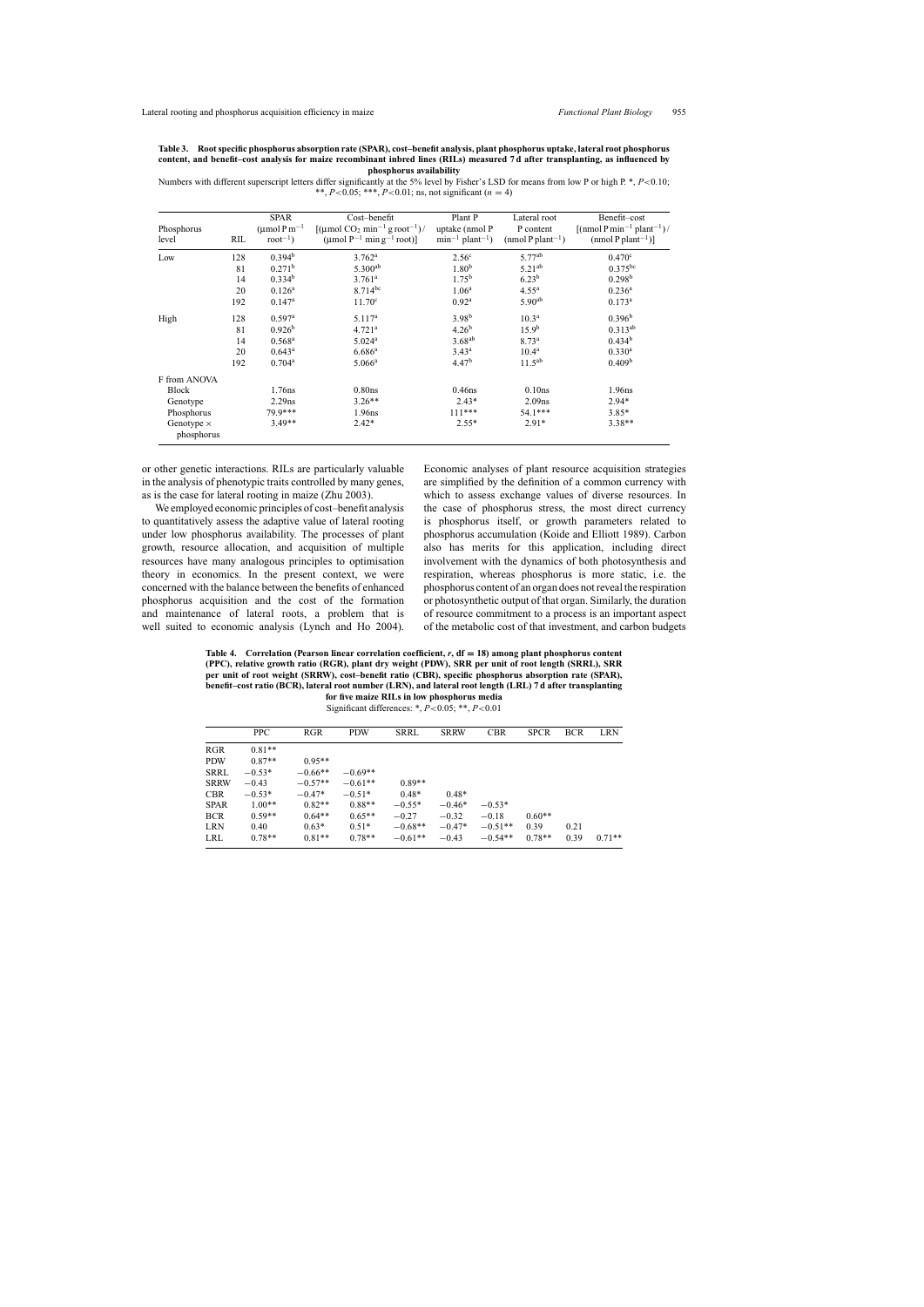**Table 3. Root specific phosphorus absorption rate (SPAR), cost–benefit analysis, plant phosphorus uptake, lateral root phosphorus content, and benefit–cost analysis for maize recombinant inbred lines (RILs) measured 7 d after transplanting, as influenced by phosphorus availability**

Numbers with different superscript letters differ significantly at the 5% level by Fisher's LSD for means from low P or high P. *, $P<0.10$; **, $P<0.05$; ***, $P<0.01$; ns, not significant ($n$ = 4)

| Phosphorus level | RIL | SPAR ($\mu$mol P $m^{-1}$ $root^{-1}$) | Cost–benefit [($\mu$mol $CO_2$ $min^{-1}$ g $root^{-1}$)/($\mu$mol $P^{-1}$ min $g^{-1}$ root)] | Plant P uptake (nmol P $min^{-1}$ $plant^{-1}$) | Lateral root P content (nmol P $plant^{-1}$) | Benefit–cost [(nmol P $min^{-1}$ $plant^{-1}$)/(nmol P $plant^{-1}$)] |
|---|---|---|---|---|---|---|
| Low | 128 | 0.394[b] | 3.762[a] | 2.56[c] | 5.77[ab] | 0.470[c] |
| | 81 | 0.271[b] | 5.300[ab] | 1.80[b] | 5.21[ab] | 0.375[bc] |
| | 14 | 0.334[b] | 3.761[a] | 1.75[b] | 6.23[b] | 0.298[b] |
| | 20 | 0.126[a] | 8.714[bc] | 1.06[a] | 4.55[a] | 0.236[a] |
| | 192 | 0.147[a] | 11.70[c] | 0.92[a] | 5.90[ab] | 0.173[a] |
| High | 128 | 0.597[a] | 5.117[a] | 3.98[b] | 10.3[a] | 0.396[b] |
| | 81 | 0.926[b] | 4.721[a] | 4.26[b] | 15.9[b] | 0.313[ab] |
| | 14 | 0.568[a] | 5.024[a] | 3.68[ab] | 8.73[a] | 0.434[b] |
| | 20 | 0.643[a] | 6.686[a] | 3.43[a] | 10.4[a] | 0.330[a] |
| | 192 | 0.704[a] | 5.066[a] | 4.47[b] | 11.5[ab] | 0.409[b] |
| F from ANOVA | | | | | | |
| Block | | 1.76ns | 0.80ns | 0.46ns | 0.10ns | 1.96ns |
| Genotype | | 2.29ns | 3.26** | 2.43* | 2.09ns | 2.94* |
| Phosphorus | | 79.9*** | 1.96ns | 111*** | 54.1*** | 3.85* |
| Genotype × phosphorus | | 3.49** | 2.42* | 2.55* | 2.91* | 3.38** |

or other genetic interactions. RILs are particularly valuable in the analysis of phenotypic traits controlled by many genes, as is the case for lateral rooting in maize (Zhu 2003).

We employed economic principles of cost–benefit analysis to quantitatively assess the adaptive value of lateral rooting under low phosphorus availability. The processes of plant growth, resource allocation, and acquisition of multiple resources have many analogous principles to optimisation theory in economics. In the present context, we were concerned with the balance between the benefits of enhanced phosphorus acquisition and the cost of the formation and maintenance of lateral roots, a problem that is well suited to economic analysis (Lynch and Ho 2004). Economic analyses of plant resource acquisition strategies are simplified by the definition of a common currency with which to assess exchange values of diverse resources. In the case of phosphorus stress, the most direct currency is phosphorus itself, or growth parameters related to phosphorus accumulation (Koide and Elliott 1989). Carbon also has merits for this application, including direct involvement with the dynamics of both photosynthesis and respiration, whereas phosphorus is more static, i.e. the phosphorus content of an organ does not reveal the respiration or photosynthetic output of that organ. Similarly, the duration of resource commitment to a process is an important aspect of the metabolic cost of that investment, and carbon budgets

**Table 4. Correlation (Pearson linear correlation coefficient, $r$, df = 18) among plant phosphorus content (PPC), relative growth ratio (RGR), plant dry weight (PDW), SRR per unit of root length (SRRL), SRR per unit of root weight (SRRW), cost–benefit ratio (CBR), specific phosphorus absorption rate (SPAR), benefit–cost ratio (BCR), lateral root number (LRN), and lateral root length (LRL) 7 d after transplanting for five maize RILs in low phosphorus media**

Significant differences: *, $P<0.05$; **, $P<0.01$

| | PPC | RGR | PDW | SRRL | SRRW | CBR | SPCR | BCR | LRN |
|---|---|---|---|---|---|---|---|---|---|
| RGR | 0.81** | | | | | | | | |
| PDW | 0.87** | 0.95** | | | | | | | |
| SRRL | −0.53* | −0.66** | −0.69** | | | | | | |
| SRRW | −0.43 | −0.57** | −0.61** | 0.89** | | | | | |
| CBR | −0.53* | −0.47* | −0.51* | 0.48* | 0.48* | | | | |
| SPAR | 1.00** | 0.82** | 0.88** | −0.55* | −0.46* | −0.53* | | | |
| BCR | 0.59** | 0.64** | 0.65** | −0.27 | −0.32 | −0.18 | 0.60** | | |
| LRN | 0.40 | 0.63* | 0.51* | −0.68** | −0.47* | −0.51** | 0.39 | 0.21 | |
| LRL | 0.78** | 0.81** | 0.78** | −0.61** | −0.43 | −0.54** | 0.78** | 0.39 | 0.71** |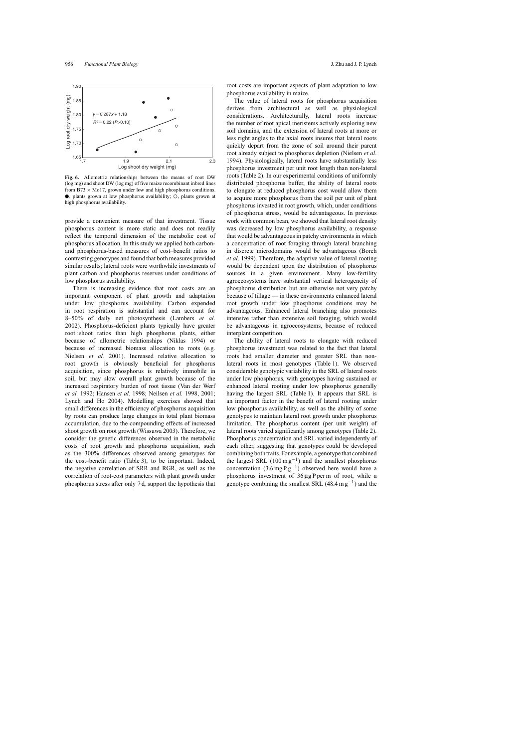Fig. 6. Allometric relationships between the means of root DW (log mg) and shoot DW (log mg) of five maize recombinant inbred lines from B73 × Mo17, grown under low and high phosphorus conditions. ●, plants grown at low phosphorus availability; ○, plants grown at high phosphorus availability.

provide a convenient measure of that investment. Tissue phosphorus content is more static and does not readily reflect the temporal dimension of the metabolic cost of phosphorus allocation. In this study we applied both carbon- and phosphorus-based measures of cost–benefit ratios to contrasting genotypes and found that both measures provided similar results; lateral roots were worthwhile investments of plant carbon and phosphorus reserves under conditions of low phosphorus availability.

There is increasing evidence that root costs are an important component of plant growth and adaptation under low phosphorus availability. Carbon expended in root respiration is substantial and can account for 8–50% of daily net photosynthesis (Lambers *et al*. 2002). Phosphorus-deficient plants typically have greater root : shoot ratios than high phosphorus plants, either because of allometric relationships (Niklas 1994) or because of increased biomass allocation to roots (e.g. Nielsen *et al.* 2001). Increased relative allocation to root growth is obviously beneficial for phosphorus acquisition, since phosphorus is relatively immobile in soil, but may slow overall plant growth because of the increased respiratory burden of root tissue (Van der Werf *et al.* 1992; Hansen *et al.* 1998; Neilsen *et al.* 1998, 2001; Lynch and Ho 2004). Modelling exercises showed that small differences in the efficiency of phosphorus acquisition by roots can produce large changes in total plant biomass accumulation, due to the compounding effects of increased shoot growth on root growth (Wissuwa 2003). Therefore, we consider the genetic differences observed in the metabolic costs of root growth and phosphorus acquisition, such as the 300% differences observed among genotypes for the cost–benefit ratio (Table 3), to be important. Indeed, the negative correlation of SRR and RGR, as well as the correlation of root-cost parameters with plant growth under phosphorus stress after only 7 d, support the hypothesis that root costs are important aspects of plant adaptation to low phosphorus availability in maize.

The value of lateral roots for phosphorus acquisition derives from architectural as well as physiological considerations. Architecturally, lateral roots increase the number of root apical meristems actively exploring new soil domains, and the extension of lateral roots at more or less right angles to the axial roots insures that lateral roots quickly depart from the zone of soil around their parent root already subject to phosphorus depletion (Nielsen *et al*. 1994). Physiologically, lateral roots have substantially less phosphorus investment per unit root length than non-lateral roots (Table 2). In our experimental conditions of uniformly distributed phosphorus buffer, the ability of lateral roots to elongate at reduced phosphorus cost would allow them to acquire more phosphorus from the soil per unit of plant phosphorus invested in root growth, which, under conditions of phosphorus stress, would be advantageous. In previous work with common bean, we showed that lateral root density was decreased by low phosphorus availability, a response that would be advantageous in patchy environments in which a concentration of root foraging through lateral branching in discrete microdomains would be advantageous (Borch *et al*. 1999). Therefore, the adaptive value of lateral rooting would be dependent upon the distribution of phosphorus sources in a given environment. Many low-fertility agroecosystems have substantial vertical heterogeneity of phosphorus distribution but are otherwise not very patchy because of tillage — in these environments enhanced lateral root growth under low phosphorus conditions may be advantageous. Enhanced lateral branching also promotes intensive rather than extensive soil foraging, which would be advantageous in agroecosystems, because of reduced interplant competition.

The ability of lateral roots to elongate with reduced phosphorus investment was related to the fact that lateral roots had smaller diameter and greater SRL than non-lateral roots in most genotypes (Table 1). We observed considerable genotypic variability in the SRL of lateral roots under low phosphorus, with genotypes having sustained or enhanced lateral rooting under low phosphorus generally having the largest SRL (Table 1). It appears that SRL is an important factor in the benefit of lateral rooting under low phosphorus availability, as well as the ability of some genotypes to maintain lateral root growth under phosphorus limitation. The phosphorus content (per unit weight) of lateral roots varied significantly among genotypes (Table 2). Phosphorus concentration and SRL varied independently of each other, suggesting that genotypes could be developed combining both traits. For example, a genotype that combined the largest SRL ($100\,m\,g^{-1}$) and the smallest phosphorus concentration ($3.6\,mg\,P\,g^{-1}$) observed here would have a phosphorus investment of $36\,\mu g$ P per m of root, while a genotype combining the smallest SRL ($48.4\,m\,g^{-1}$) and the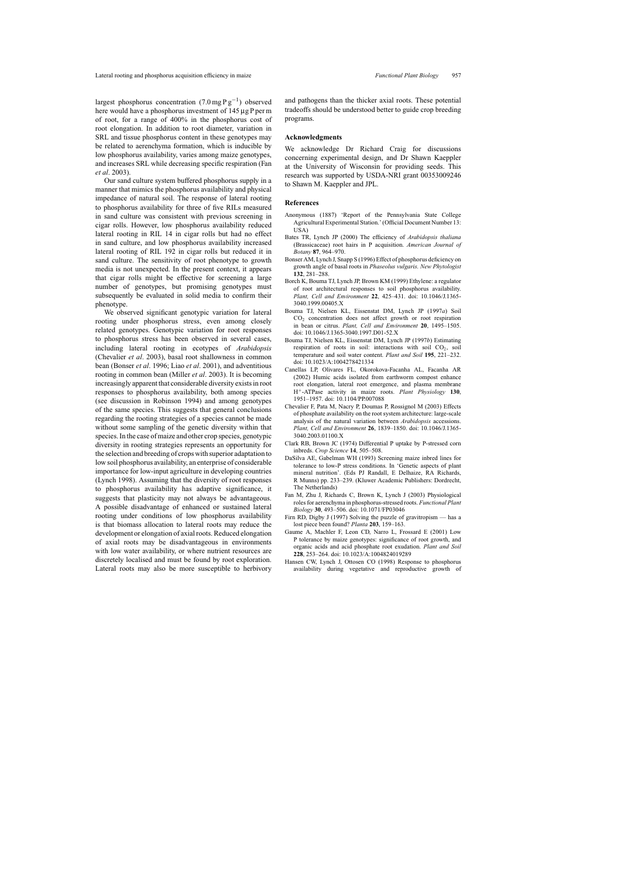largest phosphorus concentration ($7.0\,mg\,P\,g^{-1}$) observed here would have a phosphorus investment of 145 µg P per m of root, for a range of 400% in the phosphorus cost of root elongation. In addition to root diameter, variation in SRL and tissue phosphorus content in these genotypes may be related to aerenchyma formation, which is inducible by low phosphorus availability, varies among maize genotypes, and increases SRL while decreasing specific respiration (Fan *et al*. 2003).

Our sand culture system buffered phosphorus supply in a manner that mimics the phosphorus availability and physical impedance of natural soil. The response of lateral rooting to phosphorus availability for three of five RILs measured in sand culture was consistent with previous screening in cigar rolls. However, low phosphorus availability reduced lateral rooting in RIL 14 in cigar rolls but had no effect in sand culture, and low phosphorus availability increased lateral rooting of RIL 192 in cigar rolls but reduced it in sand culture. The sensitivity of root phenotype to growth media is not unexpected. In the present context, it appears that cigar rolls might be effective for screening a large number of genotypes, but promising genotypes must subsequently be evaluated in solid media to confirm their phenotype.

We observed significant genotypic variation for lateral rooting under phosphorus stress, even among closely related genotypes. Genotypic variation for root responses to phosphorus stress has been observed in several cases, including lateral rooting in ecotypes of *Arabidopsis* (Chevalier *et al*. 2003), basal root shallowness in common bean (Bonser *et al*. 1996; Liao *et al*. 2001), and adventitious rooting in common bean (Miller *et al*. 2003). It is becoming increasingly apparent that considerable diversity exists in root responses to phosphorus availability, both among species (see discussion in Robinson 1994) and among genotypes of the same species. This suggests that general conclusions regarding the rooting strategies of a species cannot be made without some sampling of the genetic diversity within that species. In the case of maize and other crop species, genotypic diversity in rooting strategies represents an opportunity for the selection and breeding of crops with superior adaptation to low soil phosphorus availability, an enterprise of considerable importance for low-input agriculture in developing countries (Lynch 1998). Assuming that the diversity of root responses to phosphorus availability has adaptive significance, it suggests that plasticity may not always be advantageous. A possible disadvantage of enhanced or sustained lateral rooting under conditions of low phosphorus availability is that biomass allocation to lateral roots may reduce the development or elongation of axial roots. Reduced elongation of axial roots may be disadvantageous in environments with low water availability, or where nutrient resources are discretely localised and must be found by root exploration. Lateral roots may also be more susceptible to herbivory and pathogens than the thicker axial roots. These potential tradeoffs should be understood better to guide crop breeding programs.

## Acknowledgments

We acknowledge Dr Richard Craig for discussions concerning experimental design, and Dr Shawn Kaeppler at the University of Wisconsin for providing seeds. This research was supported by USDA-NRI grant 00353009246 to Shawn M. Kaeppler and JPL.

## References

Anonymous (1887) 'Report of the Pennsylvania State College Agricultural Experimental Station.' (Official Document Number 13: USA)

Bates TR, Lynch JP (2000) The efficiency of *Arabidopsis thaliana* (Brassicaceae) root hairs in P acquisition. *American Journal of Botany* **87**, 964–970.

Bonser AM, Lynch J, Snapp S (1996) Effect of phosphorus deficiency on growth angle of basal roots in *Phaseolus vulgaris*. *New Phytologist* **132**, 281–288.

Borch K, Bouma TJ, Lynch JP, Brown KM (1999) Ethylene: a regulator of root architectural responses to soil phosphorus availability. *Plant, Cell and Environment* **22**, 425–431. doi: 10.1046/J.1365-3040.1999.00405.X

Bouma TJ, Nielsen KL, Eissenstat DM, Lynch JP (1997*a*) Soil $CO_2$ concentration does not affect growth or root respiration in bean or citrus. *Plant, Cell and Environment* **20**, 1495–1505. doi: 10.1046/J.1365-3040.1997.D01-52.X

Bouma TJ, Nielsen KL, Eissenstat DM, Lynch JP (1997*b*) Estimating respiration of roots in soil: interactions with soil $CO_2$, soil temperature and soil water content. *Plant and Soil* **195**, 221–232. doi: 10.1023/A:1004278421334

Canellas LP, Olivares FL, Okorokova-Facanha AL, Facanha AR (2002) Humic acids isolated from earthworm compost enhance root elongation, lateral root emergence, and plasma membrane $H^{+}$-ATPase activity in maize roots. *Plant Physiology* **130**, 1951–1957. doi: 10.1104/PP.007088

Chevalier F, Pata M, Nacry P, Doumas P, Rossignol M (2003) Effects of phosphate availability on the root system architecture: large-scale analysis of the natural variation between *Arabidopsis* accessions. *Plant, Cell and Environment* **26**, 1839–1850. doi: 10.1046/J.1365-3040.2003.01100.X

Clark RB, Brown JC (1974) Differential P uptake by P-stressed corn inbreds. *Crop Science* **14**, 505–508.

DaSilva AE, Gabelman WH (1993) Screening maize inbred lines for tolerance to low-P stress conditions. In 'Genetic aspects of plant mineral nutrition'. (Eds PJ Randall, E Delhaize, RA Richards, R Munns) pp. 233–239. (Kluwer Academic Publishers: Dordrecht, The Netherlands)

Fan M, Zhu J, Richards C, Brown K, Lynch J (2003) Physiological roles for aerenchyma in phosphorus-stressed roots. *Functional Plant Biology* **30**, 493–506. doi: 10.1071/FP03046

Firn RD, Digby J (1997) Solving the puzzle of gravitropism — has a lost piece been found? *Planta* **203**, 159–163.

Gaume A, Machler F, Leon CD, Narro L, Frossard E (2001) Low P tolerance by maize genotypes: significance of root growth, and organic acids and acid phosphate root exudation. *Plant and Soil* **228**, 253–264. doi: 10.1023/A:1004824019289

Hansen CW, Lynch J, Ottosen CO (1998) Response to phosphorus availability during vegetative and reproductive growth of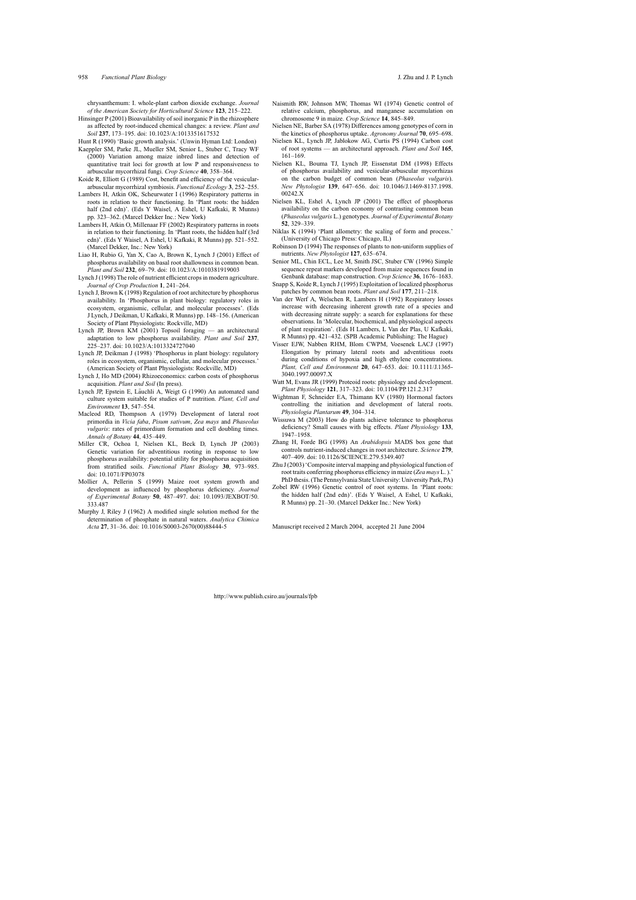chrysanthemum: I. whole-plant carbon dioxide exchange. *Journal of the American Society for Horticultural Science* **123**, 215–222.

Hinsinger P (2001) Bioavailability of soil inorganic P in the rhizosphere as affected by root-induced chemical changes: a review. *Plant and Soil* **237**, 173–195. doi: 10.1023/A:1013351617532

Hunt R (1990) 'Basic growth analysis.' (Unwin Hyman Ltd: London)

Kaeppler SM, Parke JL, Mueller SM, Senior L, Stuber C, Tracy WF (2000) Variation among maize inbred lines and detection of quantitative trait loci for growth at low P and responsiveness to arbuscular mycorrhizal fungi. *Crop Science* **40**, 358–364.

Koide R, Elliott G (1989) Cost, benefit and efficiency of the vesicular-arbuscular mycorrhizal symbiosis. *Functional Ecology* **3**, 252–255.

Lambers H, Atkin OK, Scheurwater I (1996) Respiratory patterns in roots in relation to their functioning. In 'Plant roots: the hidden half (2nd edn)'. (Eds Y Waisel, A Eshel, U Kafkaki, R Munns) pp. 323–362. (Marcel Dekker Inc.: New York)

Lambers H, Atkin O, Millenaar FF (2002) Respiratory patterns in roots in relation to their functioning. In 'Plant roots, the hidden half (3rd edn)'. (Eds Y Waisel, A Eshel, U Kafkaki, R Munns) pp. 521–552. (Marcel Dekker, Inc.: New York)

Liao H, Rubio G, Yan X, Cao A, Brown K, Lynch J (2001) Effect of phosphorus availability on basal root shallowness in common bean. *Plant and Soil* **232**, 69–79. doi: 10.1023/A:1010381919003

Lynch J (1998) The role of nutrient efficient crops in modern agriculture. *Journal of Crop Production* **1**, 241–264.

Lynch J, Brown K (1998) Regulation of root architecture by phosphorus availability. In 'Phosphorus in plant biology: regulatory roles in ecosystem, organismic, cellular, and molecular processes'. (Eds J Lynch, J Deikman, U Kafkaki, R Munns) pp. 148–156. (American Society of Plant Physiologists: Rockville, MD)

Lynch JP, Brown KM (2001) Topsoil foraging — an architectural adaptation to low phosphorus availability. *Plant and Soil* **237**, 225–237. doi: 10.1023/A:1013324727040

Lynch JP, Deikman J (1998) 'Phosphorus in plant biology: regulatory roles in ecosystem, organismic, cellular, and molecular processes.' (American Society of Plant Physiologists: Rockville, MD)

Lynch J, Ho MD (2004) Rhizoeconomics: carbon costs of phosphorus acquisition. *Plant and Soil* (In press).

Lynch JP, Epstein E, Läuchli A, Weigt G (1990) An automated sand culture system suitable for studies of P nutrition. *Plant, Cell and Environment* **13**, 547–554.

Macleod RD, Thompson A (1979) Development of lateral root primordia in *Vicia faba*, *Pisum sativum*, *Zea mays* and *Phaseolus vulgaris*: rates of primordium formation and cell doubling times. *Annals of Botany* **44**, 435–449.

Miller CR, Ochoa I, Nielsen KL, Beck D, Lynch JP (2003) Genetic variation for adventitious rooting in response to low phosphorus availability: potential utility for phosphorus acquisition from stratified soils. *Functional Plant Biology* **30**, 973–985. doi: 10.1071/FP03078

Mollier A, Pellerin S (1999) Maize root system growth and development as influenced by phosphorus deficiency. *Journal of Experimental Botany* **50**, 487–497. doi: 10.1093/JEXBOT/50.333.487

Murphy J, Riley J (1962) A modified single solution method for the determination of phosphate in natural waters. *Analytica Chimica Acta* **27**, 31–36. doi: 10.1016/S0003-2670(00)88444-5

Naismith RW, Johnson MW, Thomas WI (1974) Genetic control of relative calcium, phosphorus, and manganese accumulation on chromosome 9 in maize. *Crop Science* **14**, 845–849.

Nielsen NE, Barber SA (1978) Differences among genotypes of corn in the kinetics of phosphorus uptake. *Agronomy Journal* **70**, 695–698.

Nielsen KL, Lynch JP, Jablokow AG, Curtis PS (1994) Carbon cost of root systems — an architectural approach. *Plant and Soil* **165**, 161–169.

Nielsen KL, Bouma TJ, Lynch JP, Eissenstat DM (1998) Effects of phosphorus availability and vesicular-arbuscular mycorrhizas on the carbon budget of common bean (*Phaseolus vulgaris*). *New Phytologist* **139**, 647–656. doi: 10.1046/J.1469-8137.1998.00242.X

Nielsen KL, Eshel A, Lynch JP (2001) The effect of phosphorus availability on the carbon economy of contrasting common bean (*Phaseolus vulgaris* L.) genotypes. *Journal of Experimental Botany* **52**, 329–339.

Niklas K (1994) 'Plant allometry: the scaling of form and process.' (University of Chicago Press: Chicago, IL)

Robinson D (1994) The responses of plants to non-uniform supplies of nutrients. *New Phytologist* **127**, 635–674.

Senior ML, Chin ECL, Lee M, Smith JSC, Stuber CW (1996) Simple sequence repeat markers developed from maize sequences found in Genbank database: map construction. *Crop Science* **36**, 1676–1683.

Snapp S, Koide R, Lynch J (1995) Exploitation of localized phosphorus patches by common bean roots. *Plant and Soil* **177**, 211–218.

Van der Werf A, Welschen R, Lambers H (1992) Respiratory losses increase with decreasing inherent growth rate of a species and with decreasing nitrate supply: a search for explanations for these observations. In 'Molecular, biochemical, and physiological aspects of plant respiration'. (Eds H Lambers, L Van der Plas, U Kafkaki, R Munns) pp. 421–432. (SPB Academic Publishing: The Hague)

Visser EJW, Nabben RHM, Blom CWPM, Voesenek LACJ (1997) Elongation by primary lateral roots and adventitious roots during conditions of hypoxia and high ethylene concentrations. *Plant, Cell and Environment* **20**, 647–653. doi: 10.1111/J.1365-3040.1997.00097.X

Watt M, Evans JR (1999) Proteoid roots: physiology and development. *Plant Physiology* **121**, 317–323. doi: 10.1104/PP.121.2.317

Wightman F, Schneider EA, Thimann KV (1980) Hormonal factors controlling the initiation and development of lateral roots. *Physiologia Plantarum* **49**, 304–314.

Wissuwa M (2003) How do plants achieve tolerance to phosphorus deficiency? Small causes with big effects. *Plant Physiology* **133**, 1947–1958.

Zhang H, Forde BG (1998) An *Arabidopsis* MADS box gene that controls nutrient-induced changes in root architecture. *Science* **279**, 407–409. doi: 10.1126/SCIENCE.279.5349.407

Zhu J (2003) 'Composite interval mapping and physiological function of root traits conferring phosphorus efficiency in maize (*Zea mays* L.).' PhD thesis. (The Pennsylvania State University: University Park, PA)

Zobel RW (1996) Genetic control of root systems. In 'Plant roots: the hidden half (2nd edn)'. (Eds Y Waisel, A Eshel, U Kafkaki, R Munns) pp. 21–30. (Marcel Dekker Inc.: New York)

Manuscript received 2 March 2004, accepted 21 June 2004